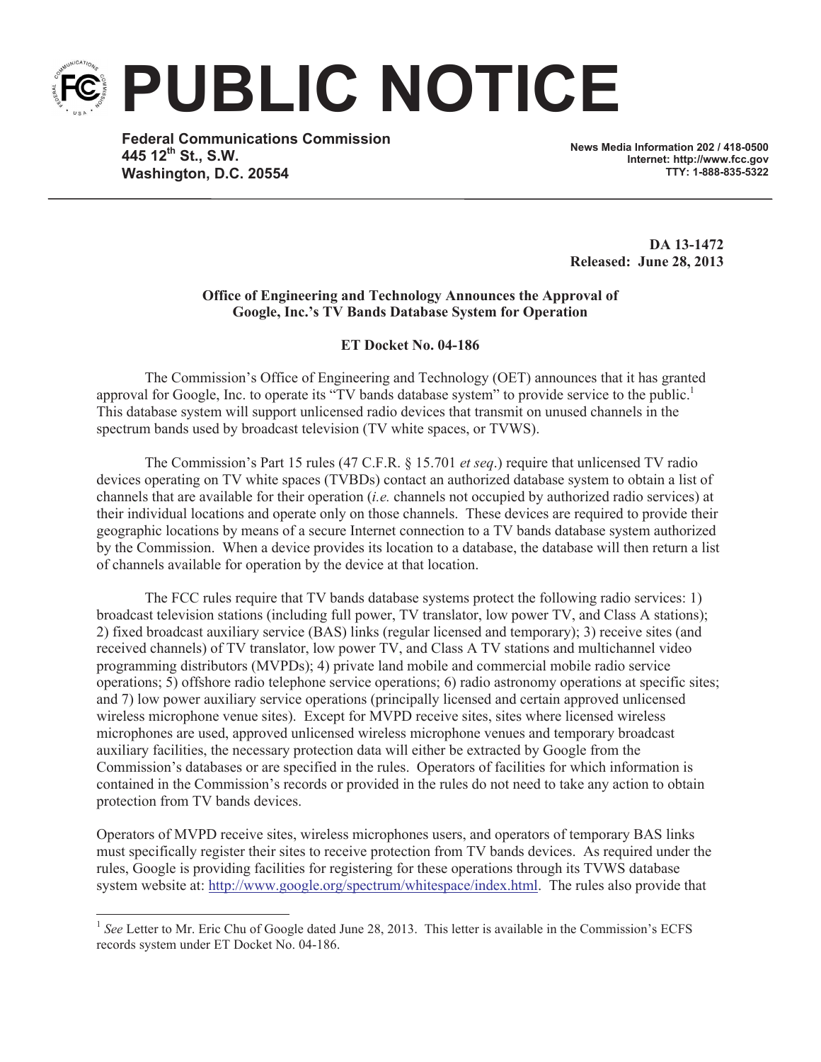# PUBLIC NOTICE

**Federal Communications Commission**
**445 12th St., S.W.**
**Washington, D.C. 20554**

**News Media Information 202 / 418-0500**
**Internet: http://www.fcc.gov**
**TTY: 1-888-835-5322**

**DA 13-1472**
**Released: June 28, 2013**

**Office of Engineering and Technology Announces the Approval of Google, Inc.'s TV Bands Database System for Operation**

**ET Docket No. 04-186**

The Commission's Office of Engineering and Technology (OET) announces that it has granted approval for Google, Inc. to operate its "TV bands database system" to provide service to the public.[1] This database system will support unlicensed radio devices that transmit on unused channels in the spectrum bands used by broadcast television (TV white spaces, or TVWS).

The Commission's Part 15 rules (47 C.F.R. § 15.701 *et seq*.) require that unlicensed TV radio devices operating on TV white spaces (TVBDs) contact an authorized database system to obtain a list of channels that are available for their operation (*i.e.* channels not occupied by authorized radio services) at their individual locations and operate only on those channels. These devices are required to provide their geographic locations by means of a secure Internet connection to a TV bands database system authorized by the Commission. When a device provides its location to a database, the database will then return a list of channels available for operation by the device at that location.

The FCC rules require that TV bands database systems protect the following radio services: 1) broadcast television stations (including full power, TV translator, low power TV, and Class A stations); 2) fixed broadcast auxiliary service (BAS) links (regular licensed and temporary); 3) receive sites (and received channels) of TV translator, low power TV, and Class A TV stations and multichannel video programming distributors (MVPDs); 4) private land mobile and commercial mobile radio service operations; 5) offshore radio telephone service operations; 6) radio astronomy operations at specific sites; and 7) low power auxiliary service operations (principally licensed and certain approved unlicensed wireless microphone venue sites). Except for MVPD receive sites, sites where licensed wireless microphones are used, approved unlicensed wireless microphone venues and temporary broadcast auxiliary facilities, the necessary protection data will either be extracted by Google from the Commission's databases or are specified in the rules. Operators of facilities for which information is contained in the Commission's records or provided in the rules do not need to take any action to obtain protection from TV bands devices.

Operators of MVPD receive sites, wireless microphones users, and operators of temporary BAS links must specifically register their sites to receive protection from TV bands devices. As required under the rules, Google is providing facilities for registering for these operations through its TVWS database system website at: http://www.google.org/spectrum/whitespace/index.html. The rules also provide that

[1] *See* Letter to Mr. Eric Chu of Google dated June 28, 2013. This letter is available in the Commission's ECFS records system under ET Docket No. 04-186.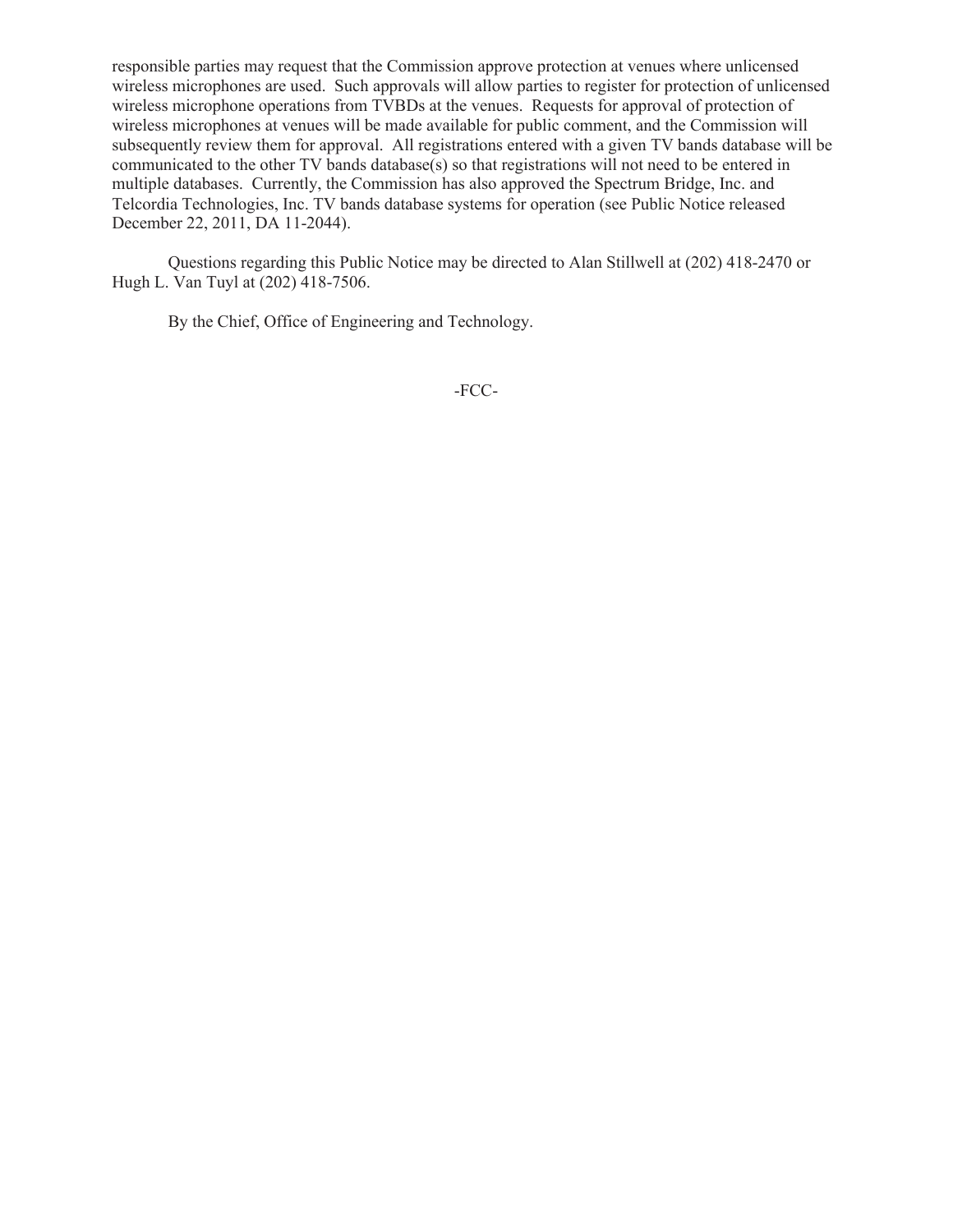responsible parties may request that the Commission approve protection at venues where unlicensed wireless microphones are used. Such approvals will allow parties to register for protection of unlicensed wireless microphone operations from TVBDs at the venues. Requests for approval of protection of wireless microphones at venues will be made available for public comment, and the Commission will subsequently review them for approval. All registrations entered with a given TV bands database will be communicated to the other TV bands database(s) so that registrations will not need to be entered in multiple databases. Currently, the Commission has also approved the Spectrum Bridge, Inc. and Telcordia Technologies, Inc. TV bands database systems for operation (see Public Notice released December 22, 2011, DA 11-2044).

Questions regarding this Public Notice may be directed to Alan Stillwell at (202) 418-2470 or Hugh L. Van Tuyl at (202) 418-7506.

By the Chief, Office of Engineering and Technology.

-FCC-